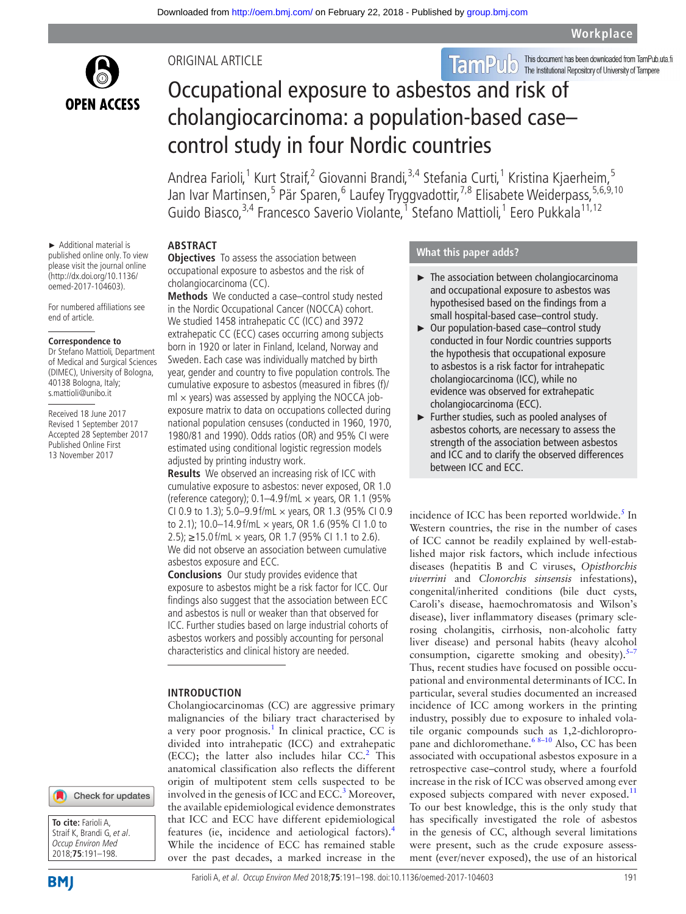ORIGINAL ARTICLE

# Occupational exposure to asbestos and risk of cholangiocarcinoma: a population-based case–control study in four Nordic countries

Andrea Farioli,[1] Kurt Straif,[2] Giovanni Brandi,[3,4] Stefania Curti,[1] Kristina Kjaerheim,[5] Jan Ivar Martinsen,[5] Pär Sparen,[6] Laufey Tryggvadottir,[7,8] Elisabete Weiderpass,[5,6,9,10] Guido Biasco,[3,4] Francesco Saverio Violante,[1] Stefano Mattioli,[1] Eero Pukkala[11,12]

► Additional material is published online only. To view please visit the journal online (http://dx.doi.org/10.1136/oemed-2017-104603).

For numbered affiliations see end of article.

**Correspondence to**
Dr Stefano Mattioli, Department of Medical and Surgical Sciences (DIMEC), University of Bologna, 40138 Bologna, Italy; s.mattioli@unibo.it

Received 18 June 2017
Revised 1 September 2017
Accepted 28 September 2017
Published Online First 13 November 2017

## ABSTRACT

**Objectives** To assess the association between occupational exposure to asbestos and the risk of cholangiocarcinoma (CC).

**Methods** We conducted a case–control study nested in the Nordic Occupational Cancer (NOCCA) cohort. We studied 1458 intrahepatic CC (ICC) and 3972 extrahepatic CC (ECC) cases occurring among subjects born in 1920 or later in Finland, Iceland, Norway and Sweden. Each case was individually matched by birth year, gender and country to five population controls. The cumulative exposure to asbestos (measured in fibres (f)/ml × years) was assessed by applying the NOCCA job-exposure matrix to data on occupations collected during national population censuses (conducted in 1960, 1970, 1980/81 and 1990). Odds ratios (OR) and 95% CI were estimated using conditional logistic regression models adjusted by printing industry work.

**Results** We observed an increasing risk of ICC with cumulative exposure to asbestos: never exposed, OR 1.0 (reference category); 0.1–4.9 f/mL × years, OR 1.1 (95% CI 0.9 to 1.3); 5.0–9.9 f/mL × years, OR 1.3 (95% CI 0.9 to 2.1); 10.0–14.9 f/mL × years, OR 1.6 (95% CI 1.0 to 2.5); ≥15.0 f/mL × years, OR 1.7 (95% CI 1.1 to 2.6). We did not observe an association between cumulative asbestos exposure and ECC.

**Conclusions** Our study provides evidence that exposure to asbestos might be a risk factor for ICC. Our findings also suggest that the association between ECC and asbestos is null or weaker than that observed for ICC. Further studies based on large industrial cohorts of asbestos workers and possibly accounting for personal characteristics and clinical history are needed.

## What this paper adds?

- ► The association between cholangiocarcinoma and occupational exposure to asbestos was hypothesised based on the findings from a small hospital-based case–control study.
- ► Our population-based case–control study conducted in four Nordic countries supports the hypothesis that occupational exposure to asbestos is a risk factor for intrahepatic cholangiocarcinoma (ICC), while no evidence was observed for extrahepatic cholangiocarcinoma (ECC).
- ► Further studies, such as pooled analyses of asbestos cohorts, are necessary to assess the strength of the association between asbestos and ICC and to clarify the observed differences between ICC and ECC.

## INTRODUCTION

Cholangiocarcinomas (CC) are aggressive primary malignancies of the biliary tract characterised by a very poor prognosis.[1] In clinical practice, CC is divided into intrahepatic (ICC) and extrahepatic (ECC); the latter also includes hilar CC.[2] This anatomical classification also reflects the different origin of multipotent stem cells suspected to be involved in the genesis of ICC and ECC.[3] Moreover, the available epidemiological evidence demonstrates that ICC and ECC have different epidemiological features (ie, incidence and aetiological factors).[4] While the incidence of ECC has remained stable over the past decades, a marked increase in the incidence of ICC has been reported worldwide.[5] In Western countries, the rise in the number of cases of ICC cannot be readily explained by well-established major risk factors, which include infectious diseases (hepatitis B and C viruses, *Opisthorchis viverrini* and *Clonorchis sinsensis* infestations), congenital/inherited conditions (bile duct cysts, Caroli's disease, haemochromatosis and Wilson's disease), liver inflammatory diseases (primary sclerosing cholangitis, cirrhosis, non-alcoholic fatty liver disease) and personal habits (heavy alcohol consumption, cigarette smoking and obesity).[5–7] Thus, recent studies have focused on possible occupational and environmental determinants of ICC. In particular, several studies documented an increased incidence of ICC among workers in the printing industry, possibly due to exposure to inhaled volatile organic compounds such as 1,2-dichloropropane and dichloromethane.[6 8–10] Also, CC has been associated with occupational asbestos exposure in a retrospective case–control study, where a fourfold increase in the risk of ICC was observed among ever exposed subjects compared with never exposed.[11] To our best knowledge, this is the only study that has specifically investigated the role of asbestos in the genesis of CC, although several limitations were present, such as the crude exposure assessment (ever/never exposed), the use of an historical

**To cite:** Farioli A, Straif K, Brandi G, *et al*. *Occup Environ Med* 2018;**75**:191–198.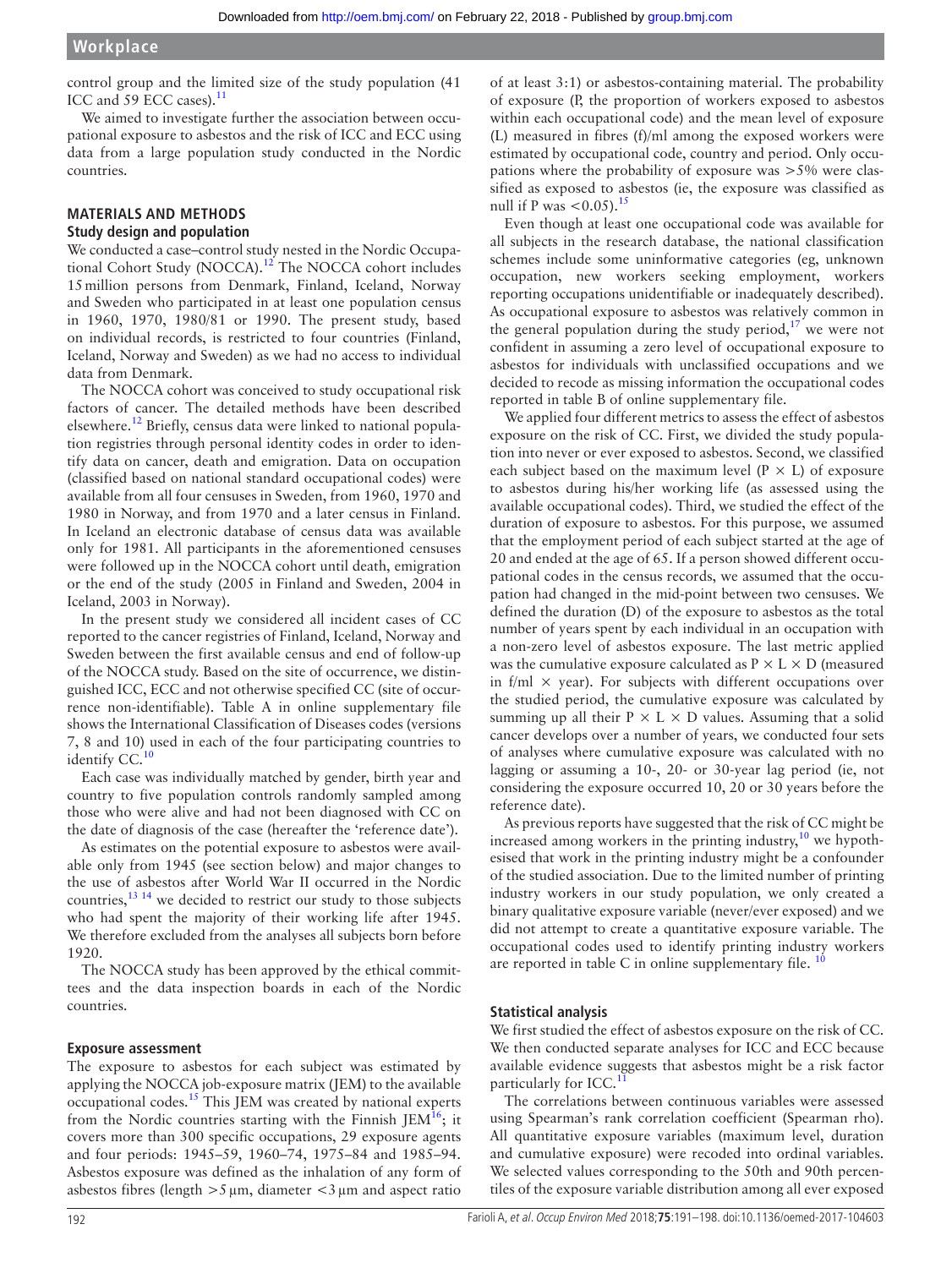control group and the limited size of the study population (41 ICC and 59 ECC cases).[11]

We aimed to investigate further the association between occupational exposure to asbestos and the risk of ICC and ECC using data from a large population study conducted in the Nordic countries.

## MATERIALS AND METHODS

### Study design and population

We conducted a case–control study nested in the Nordic Occupational Cohort Study (NOCCA).[12] The NOCCA cohort includes 15 million persons from Denmark, Finland, Iceland, Norway and Sweden who participated in at least one population census in 1960, 1970, 1980/81 or 1990. The present study, based on individual records, is restricted to four countries (Finland, Iceland, Norway and Sweden) as we had no access to individual data from Denmark.

The NOCCA cohort was conceived to study occupational risk factors of cancer. The detailed methods have been described elsewhere.[12] Briefly, census data were linked to national population registries through personal identity codes in order to identify data on cancer, death and emigration. Data on occupation (classified based on national standard occupational codes) were available from all four censuses in Sweden, from 1960, 1970 and 1980 in Norway, and from 1970 and a later census in Finland. In Iceland an electronic database of census data was available only for 1981. All participants in the aforementioned censuses were followed up in the NOCCA cohort until death, emigration or the end of the study (2005 in Finland and Sweden, 2004 in Iceland, 2003 in Norway).

In the present study we considered all incident cases of CC reported to the cancer registries of Finland, Iceland, Norway and Sweden between the first available census and end of follow-up of the NOCCA study. Based on the site of occurrence, we distinguished ICC, ECC and not otherwise specified CC (site of occurrence non-identifiable). Table A in online supplementary file shows the International Classification of Diseases codes (versions 7, 8 and 10) used in each of the four participating countries to identify CC.[10]

Each case was individually matched by gender, birth year and country to five population controls randomly sampled among those who were alive and had not been diagnosed with CC on the date of diagnosis of the case (hereafter the 'reference date').

As estimates on the potential exposure to asbestos were available only from 1945 (see section below) and major changes to the use of asbestos after World War II occurred in the Nordic countries,[13,14] we decided to restrict our study to those subjects who had spent the majority of their working life after 1945. We therefore excluded from the analyses all subjects born before 1920.

The NOCCA study has been approved by the ethical committees and the data inspection boards in each of the Nordic countries.

### Exposure assessment

The exposure to asbestos for each subject was estimated by applying the NOCCA job-exposure matrix (JEM) to the available occupational codes.[15] This JEM was created by national experts from the Nordic countries starting with the Finnish JEM[16]; it covers more than 300 specific occupations, 29 exposure agents and four periods: 1945–59, 1960–74, 1975–84 and 1985–94. Asbestos exposure was defined as the inhalation of any form of asbestos fibres (length >5 µm, diameter <3 µm and aspect ratio of at least 3:1) or asbestos-containing material. The probability of exposure (P, the proportion of workers exposed to asbestos within each occupational code) and the mean level of exposure (L) measured in fibres (f)/ml among the exposed workers were estimated by occupational code, country and period. Only occupations where the probability of exposure was >5% were classified as exposed to asbestos (ie, the exposure was classified as null if P was <0.05).[15]

Even though at least one occupational code was available for all subjects in the research database, the national classification schemes include some uninformative categories (eg, unknown occupation, new workers seeking employment, workers reporting occupations unidentifiable or inadequately described). As occupational exposure to asbestos was relatively common in the general population during the study period,[17] we were not confident in assuming a zero level of occupational exposure to asbestos for individuals with unclassified occupations and we decided to recode as missing information the occupational codes reported in table B of online supplementary file.

We applied four different metrics to assess the effect of asbestos exposure on the risk of CC. First, we divided the study population into never or ever exposed to asbestos. Second, we classified each subject based on the maximum level ($P \times L$) of exposure to asbestos during his/her working life (as assessed using the available occupational codes). Third, we studied the effect of the duration of exposure to asbestos. For this purpose, we assumed that the employment period of each subject started at the age of 20 and ended at the age of 65. If a person showed different occupational codes in the census records, we assumed that the occupation had changed in the mid-point between two censuses. We defined the duration (D) of the exposure to asbestos as the total number of years spent by each individual in an occupation with a non-zero level of asbestos exposure. The last metric applied was the cumulative exposure calculated as $P \times L \times D$ (measured in f/ml $\times$ year). For subjects with different occupations over the studied period, the cumulative exposure was calculated by summing up all their $P \times L \times D$ values. Assuming that a solid cancer develops over a number of years, we conducted four sets of analyses where cumulative exposure was calculated with no lagging or assuming a 10-, 20- or 30-year lag period (ie, not considering the exposure occurred 10, 20 or 30 years before the reference date).

As previous reports have suggested that the risk of CC might be increased among workers in the printing industry,[10] we hypothesised that work in the printing industry might be a confounder of the studied association. Due to the limited number of printing industry workers in our study population, we only created a binary qualitative exposure variable (never/ever exposed) and we did not attempt to create a quantitative exposure variable. The occupational codes used to identify printing industry workers are reported in table C in online supplementary file.[10]

### Statistical analysis

We first studied the effect of asbestos exposure on the risk of CC. We then conducted separate analyses for ICC and ECC because available evidence suggests that asbestos might be a risk factor particularly for ICC.[11]

The correlations between continuous variables were assessed using Spearman's rank correlation coefficient (Spearman rho). All quantitative exposure variables (maximum level, duration and cumulative exposure) were recoded into ordinal variables. We selected values corresponding to the 50th and 90th percentiles of the exposure variable distribution among all ever exposed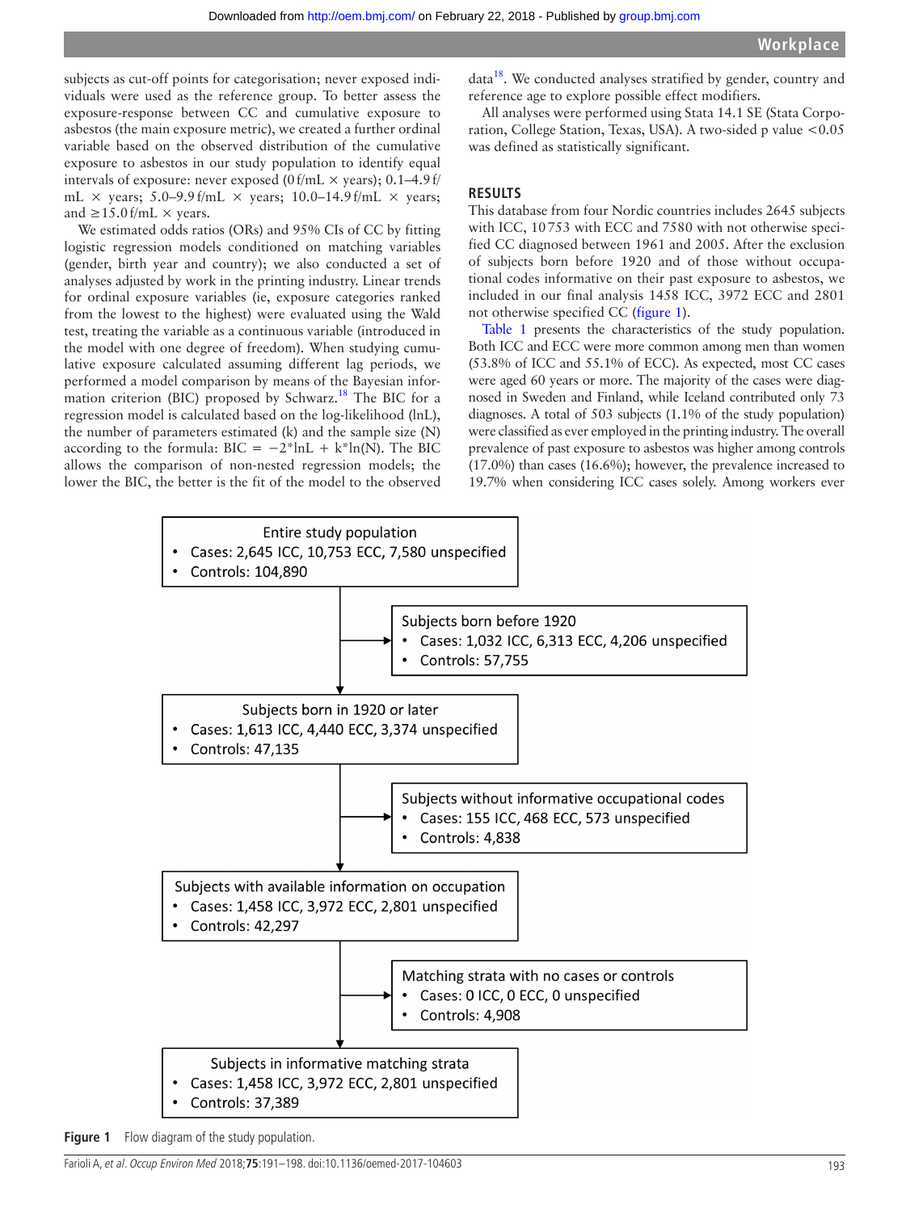subjects as cut-off points for categorisation; never exposed individuals were used as the reference group. To better assess the exposure-response between CC and cumulative exposure to asbestos (the main exposure metric), we created a further ordinal variable based on the observed distribution of the cumulative exposure to asbestos in our study population to identify equal intervals of exposure: never exposed (0 f/mL × years); 0.1–4.9 f/mL × years; 5.0–9.9 f/mL × years; 10.0–14.9 f/mL × years; and ≥15.0 f/mL × years.

We estimated odds ratios (ORs) and 95% CIs of CC by fitting logistic regression models conditioned on matching variables (gender, birth year and country); we also conducted a set of analyses adjusted by work in the printing industry. Linear trends for ordinal exposure categories ranked from the lowest to the highest) were evaluated using the Wald test, treating the variable as a continuous variable (introduced in the model with one degree of freedom). When studying cumulative exposure calculated assuming different lag periods, we performed a model comparison by means of the Bayesian information criterion (BIC) proposed by Schwarz.[18] The BIC for a regression model is calculated based on the log-likelihood (lnL), the number of parameters estimated (k) and the sample size (N) according to the formula: $BIC = -2*\ln L + k*\ln(N)$. The BIC allows the comparison of non-nested regression models; the lower the BIC, the better is the fit of the model to the observed data[18]. We conducted analyses stratified by gender, country and reference age to explore possible effect modifiers.

All analyses were performed using Stata 14.1 SE (Stata Corporation, College Station, Texas, USA). A two-sided p value <0.05 was defined as statistically significant.

## RESULTS

This database from four Nordic countries includes 2645 subjects with ICC, 10 753 with ECC and 7580 with not otherwise specified CC diagnosed between 1961 and 2005. After the exclusion of subjects born before 1920 and of those without occupational codes informative on their past exposure to asbestos, we included in our final analysis 1458 ICC, 3972 ECC and 2801 not otherwise specified CC (figure 1).

Table 1 presents the characteristics of the study population. Both ICC and ECC were more common among men than women (53.8% of ICC and 55.1% of ECC). As expected, most CC cases were aged 60 years or more. The majority of the cases were diagnosed in Sweden and Finland, while Iceland contributed only 73 diagnoses. A total of 503 subjects (1.1% of the study population) were classified as ever employed in the printing industry. The overall prevalence of past exposure to asbestos was higher among controls (17.0%) than cases (16.6%); however, the prevalence increased to 19.7% when considering ICC cases solely. Among workers ever

Entire study population
- Cases: 2,645 ICC, 10,753 ECC, 7,580 unspecified
- Controls: 104,890

→ Subjects born before 1920
- Cases: 1,032 ICC, 6,313 ECC, 4,206 unspecified
- Controls: 57,755

Subjects born in 1920 or later
- Cases: 1,613 ICC, 4,440 ECC, 3,374 unspecified
- Controls: 47,135

→ Subjects without informative occupational codes
- Cases: 155 ICC, 468 ECC, 573 unspecified
- Controls: 4,838

Subjects with available information on occupation
- Cases: 1,458 ICC, 3,972 ECC, 2,801 unspecified
- Controls: 42,297

→ Matching strata with no cases or controls
- Cases: 0 ICC, 0 ECC, 0 unspecified
- Controls: 4,908

Subjects in informative matching strata
- Cases: 1,458 ICC, 3,972 ECC, 2,801 unspecified
- Controls: 37,389

**Figure 1** Flow diagram of the study population.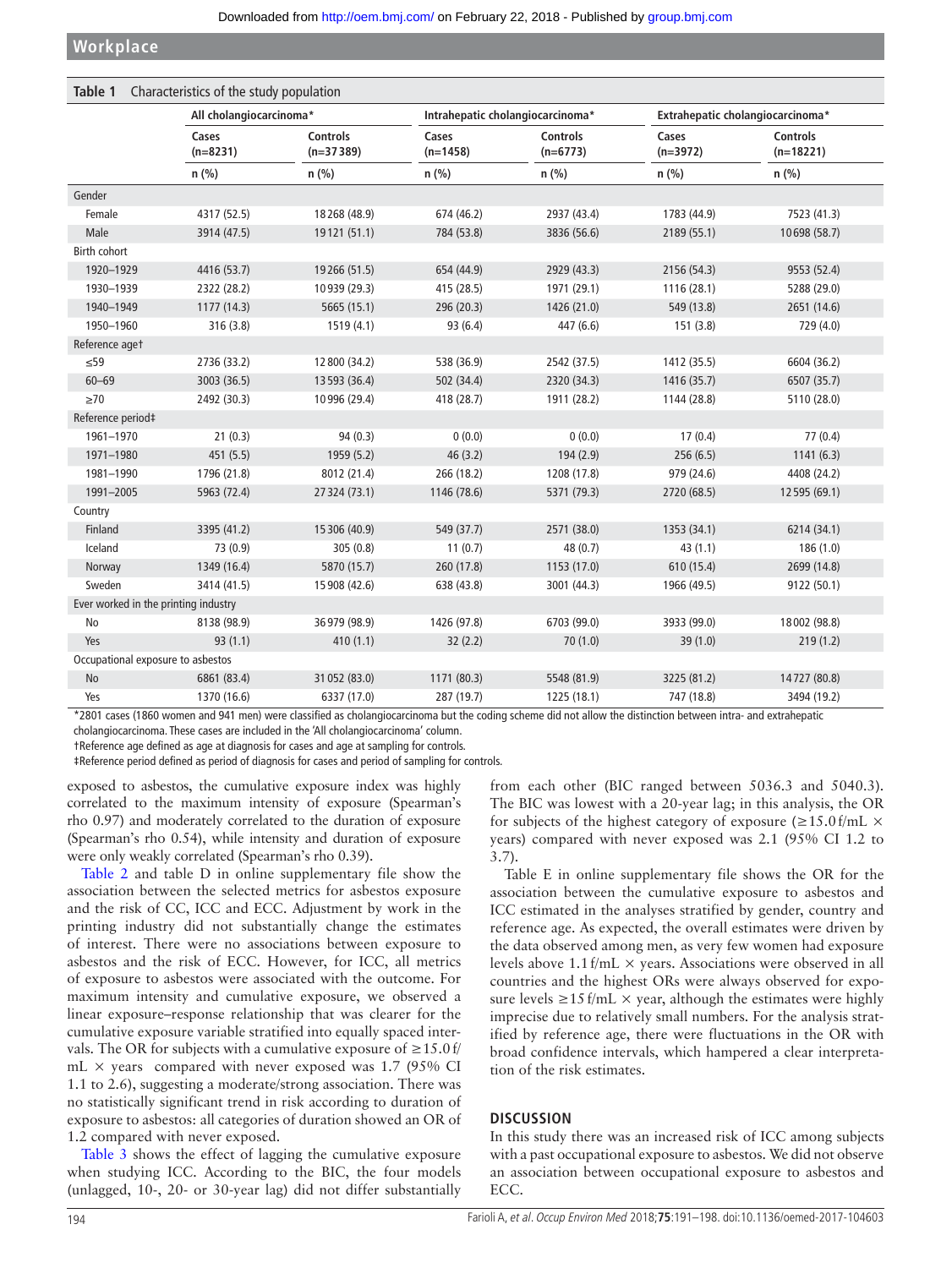**Table 1** Characteristics of the study population

| | All cholangiocarcinoma* | | Intrahepatic cholangiocarcinoma* | | Extrahepatic cholangiocarcinoma* | |
|---|---|---|---|---|---|---|
| | Cases (n=8231) | Controls (n=37389) | Cases (n=1458) | Controls (n=6773) | Cases (n=3972) | Controls (n=18221) |
| | n (%) | n (%) | n (%) | n (%) | n (%) | n (%) |
| **Gender** | | | | | | |
| Female | 4317 (52.5) | 18268 (48.9) | 674 (46.2) | 2937 (43.4) | 1783 (44.9) | 7523 (41.3) |
| Male | 3914 (47.5) | 19121 (51.1) | 784 (53.8) | 3836 (56.6) | 2189 (55.1) | 10698 (58.7) |
| **Birth cohort** | | | | | | |
| 1920–1929 | 4416 (53.7) | 19266 (51.5) | 654 (44.9) | 2929 (43.3) | 2156 (54.3) | 9553 (52.4) |
| 1930–1939 | 2322 (28.2) | 10939 (29.3) | 415 (28.5) | 1971 (29.1) | 1116 (28.1) | 5288 (29.0) |
| 1940–1949 | 1177 (14.3) | 5665 (15.1) | 296 (20.3) | 1426 (21.0) | 549 (13.8) | 2651 (14.6) |
| 1950–1960 | 316 (3.8) | 1519 (4.1) | 93 (6.4) | 447 (6.6) | 151 (3.8) | 729 (4.0) |
| **Reference age†** | | | | | | |
| ≤59 | 2736 (33.2) | 12800 (34.2) | 538 (36.9) | 2542 (37.5) | 1412 (35.5) | 6604 (36.2) |
| 60–69 | 3003 (36.5) | 13593 (36.4) | 502 (34.4) | 2320 (34.3) | 1416 (35.7) | 6507 (35.7) |
| ≥70 | 2492 (30.3) | 10996 (29.4) | 418 (28.7) | 1911 (28.2) | 1144 (28.8) | 5110 (28.0) |
| **Reference period‡** | | | | | | |
| 1961–1970 | 21 (0.3) | 94 (0.3) | 0 (0.0) | 0 (0.0) | 17 (0.4) | 77 (0.4) |
| 1971–1980 | 451 (5.5) | 1959 (5.2) | 46 (3.2) | 194 (2.9) | 256 (6.5) | 1141 (6.3) |
| 1981–1990 | 1796 (21.8) | 8012 (21.4) | 266 (18.2) | 1208 (17.8) | 979 (24.6) | 4408 (24.2) |
| 1991–2005 | 5963 (72.4) | 27324 (73.1) | 1146 (78.6) | 5371 (79.3) | 2720 (68.5) | 12595 (69.1) |
| **Country** | | | | | | |
| Finland | 3395 (41.2) | 15306 (40.9) | 549 (37.7) | 2571 (38.0) | 1353 (34.1) | 6214 (34.1) |
| Iceland | 73 (0.9) | 305 (0.8) | 11 (0.7) | 48 (0.7) | 43 (1.1) | 186 (1.0) |
| Norway | 1349 (16.4) | 5870 (15.7) | 260 (17.8) | 1153 (17.0) | 610 (15.4) | 2699 (14.8) |
| Sweden | 3414 (41.5) | 15908 (42.6) | 638 (43.8) | 3001 (44.3) | 1966 (49.5) | 9122 (50.1) |
| **Ever worked in the printing industry** | | | | | | |
| No | 8138 (98.9) | 36979 (98.9) | 1426 (97.8) | 6703 (99.0) | 3933 (99.0) | 18002 (98.8) |
| Yes | 93 (1.1) | 410 (1.1) | 32 (2.2) | 70 (1.0) | 39 (1.0) | 219 (1.2) |
| **Occupational exposure to asbestos** | | | | | | |
| No | 6861 (83.4) | 31052 (83.0) | 1171 (80.3) | 5548 (81.9) | 3225 (81.2) | 14727 (80.8) |
| Yes | 1370 (16.6) | 6337 (17.0) | 287 (19.7) | 1225 (18.1) | 747 (18.8) | 3494 (19.2) |

*2801 cases (1860 women and 941 men) were classified as cholangiocarcinoma but the coding scheme did not allow the distinction between intra- and extrahepatic cholangiocarcinoma. These cases are included in the 'All cholangiocarcinoma' column.
†Reference age defined as age at diagnosis for cases and age at sampling for controls.
‡Reference period defined as period of diagnosis for cases and period of sampling for controls.

exposed to asbestos, the cumulative exposure index was highly correlated to the maximum intensity of exposure (Spearman's rho 0.97) and moderately correlated to the duration of exposure (Spearman's rho 0.54), while intensity and duration of exposure were only weakly correlated (Spearman's rho 0.39).

Table 2 and table D in online supplementary file show the association between the selected metrics for asbestos exposure and the risk of CC, ICC and ECC. Adjustment by work in the printing industry did not substantially change the estimates of interest. There were no associations between exposure to asbestos and the risk of ECC. However, for ICC, all metrics of exposure to asbestos were associated with the outcome. For maximum intensity and cumulative exposure, we observed a linear exposure–response relationship that was clearer for the cumulative exposure variable stratified into equally spaced intervals. The OR for subjects with a cumulative exposure of ≥15.0 f/mL × years compared with never exposed was 1.7 (95% CI 1.1 to 2.6), suggesting a moderate/strong association. There was no statistically significant trend in risk according to duration of exposure to asbestos: all categories of duration showed an OR of 1.2 compared with never exposed.

Table 3 shows the effect of lagging the cumulative exposure when studying ICC. According to the BIC, the four models (unlagged, 10-, 20- or 30-year lag) did not differ substantially from each other (BIC ranged between 5036.3 and 5040.3). The BIC was lowest with a 20-year lag; in this analysis, the OR for subjects of the highest category of exposure (≥15.0 f/mL × years) compared with never exposed was 2.1 (95% CI 1.2 to 3.7).

Table E in online supplementary file shows the OR for the association between the cumulative exposure to asbestos and ICC estimated in the analyses stratified by gender, country and reference age. As expected, the overall estimates were driven by the data observed among men, as very few women had exposure levels above 1.1 f/mL × years. Associations were observed in all countries and the highest ORs were always observed for exposure levels ≥15 f/mL × year, although the estimates were highly imprecise due to relatively small numbers. For the analysis stratified by reference age, there were fluctuations in the OR with broad confidence intervals, which hampered a clear interpretation of the risk estimates.

## DISCUSSION

In this study there was an increased risk of ICC among subjects with a past occupational exposure to asbestos. We did not observe an association between occupational exposure to asbestos and ECC.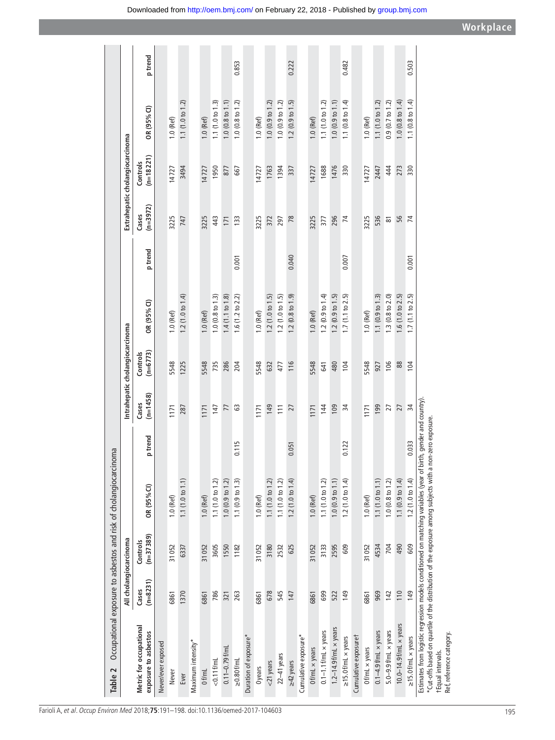**Table 2** Occupational exposure to asbestos and risk of cholangiocarcinoma

| Metric for occupational exposure to asbestos | All cholangiocarcinoma | | | | Intrahepatic cholangiocarcinoma | | | | Extrahepatic cholangiocarcinoma | | | |
|---|---|---|---|---|---|---|---|---|---|---|---|---|
| | Cases (n=8231) | Controls (n=37 389) | OR (95% CI) | p trend | Cases (n=1458) | Controls (n=6773) | OR (95% CI) | p trend | Cases (n=3972) | Controls (n=18 221) | OR (95% CI) | p trend |
| Never/ever exposed | | | | | | | | | | | | |
| Never | 6861 | 31 052 | 1.0 (Ref) | | 1171 | 5548 | 1.0 (Ref) | | 3225 | 14 727 | 1.0 (Ref) | |
| Ever | 1370 | 6337 | 1.1 (1.0 to 1.1) | | 287 | 1225 | 1.2 (1.0 to 1.4) | | 747 | 3494 | 1.1 (1.0 to 1.2) | |
| Maximum intensity* | | | | | | | | | | | | |
| 0 f/mL | 6861 | 31 052 | 1.0 (Ref) | | 1171 | 5548 | 1.0 (Ref) | | 3225 | 14 727 | 1.0 (Ref) | |
| <0.11 f/mL | 786 | 3605 | 1.1 (1.0 to 1.2) | | 147 | 735 | 1.0 (0.8 to 1.3) | | 443 | 1950 | 1.1 (1.0 to 1.3) | |
| 0.11–0.79 f/mL | 321 | 1550 | 1.0 (0.9 to 1.2) | | 77 | 286 | 1.4 (1.1 to 1.8) | | 171 | 877 | 1.0 (0.8 to 1.1) | |
| ≥0.80 f/mL | 263 | 1182 | 1.1 (0.9 to 1.3) | 0.115 | 63 | 204 | 1.6 (1.2 to 2.2) | 0.001 | 133 | 667 | 1.0 (0.8 to 1.2) | 0.853 |
| Duration of exposure* | | | | | | | | | | | | |
| 0 years | 6861 | 31 052 | 1.0 (Ref) | | 1171 | 5548 | 1.0 (Ref) | | 3225 | 14 727 | 1.0 (Ref) | |
| <21 years | 678 | 3180 | 1.1 (1.0 to 1.2) | | 149 | 632 | 1.2 (1.0 to 1.5) | | 372 | 1763 | 1.0 (0.9 to 1.2) | |
| 22–41 years | 545 | 2532 | 1.1 (1.0 to 1.2) | | 111 | 477 | 1.2 (1.0 to 1.5) | | 297 | 1394 | 1.0 (0.9 to 1.2) | |
| ≥42 years | 147 | 625 | 1.2 (1.0 to 1.4) | 0.051 | 27 | 116 | 1.2 (0.8 to 1.9) | 0.040 | 78 | 337 | 1.2 (0.9 to 1.5) | 0.222 |
| Cumulative exposure* | | | | | | | | | | | | |
| 0 f/mL × years | 6861 | 31 052 | 1.0 (Ref) | | 1171 | 5548 | 1.0 (Ref) | | 3225 | 14 727 | 1.0 (Ref) | |
| 0.1–1.1 f/mL × years | 699 | 3133 | 1.1 (1.0 to 1.2) | | 144 | 641 | 1.2 (0.9 to 1.4) | | 377 | 1688 | 1.1 (1.0 to 1.2) | |
| 1.2–14.9 f/mL × years | 522 | 2595 | 1.0 (0.9 to 1.1) | | 109 | 480 | 1.2 (0.9 to 1.5) | | 296 | 1476 | 1.0 (0.9 to 1.1) | |
| ≥15.0 f/mL × years | 149 | 609 | 1.2 (1.0 to 1.4) | 0.122 | 34 | 104 | 1.7 (1.1 to 2.5) | 0.007 | 74 | 330 | 1.1 (0.8 to 1.4) | 0.482 |
| Cumulative exposure† | | | | | | | | | | | | |
| 0 f/mL × years | 6861 | 31 052 | 1.0 (Ref) | | 1171 | 5548 | 1.0 (Ref) | | 3225 | 14 727 | 1.0 (Ref) | |
| 0.1–4.9 f/mL × years | 969 | 4534 | 1.1 (1.0 to 1.1) | | 199 | 927 | 1.1 (0.9 to 1.3) | | 536 | 2447 | 1.1 (1.0 to 1.2) | |
| 5.0–9.9 f/mL × years | 142 | 704 | 1.0 (0.8 to 1.2) | | 27 | 106 | 1.3 (0.8 to 2.0) | | 81 | 444 | 0.9 (0.7 to 1.2) | |
| 10.0–14.9 f/mL × years | 110 | 490 | 1.1 (0.9 to 1.4) | | 27 | 88 | 1.6 (1.0 to 2.5) | | 56 | 273 | 1.0 (0.8 to 1.4) | |
| ≥15.0 f/mL × years | 149 | 609 | 1.2 (1.0 to 1.4) | 0.033 | 34 | 104 | 1.7 (1.1 to 2.5) | 0.001 | 74 | 330 | 1.1 (0.8 to 1.4) | 0.503 |

Estimates from logistic regression models conditioned on matching variables (year of birth, gender and country).
*Cut-offs based on quartile of the distribution of the exposure among subjects with a non-zero exposure.
†Equal intervals.
Ref, reference category.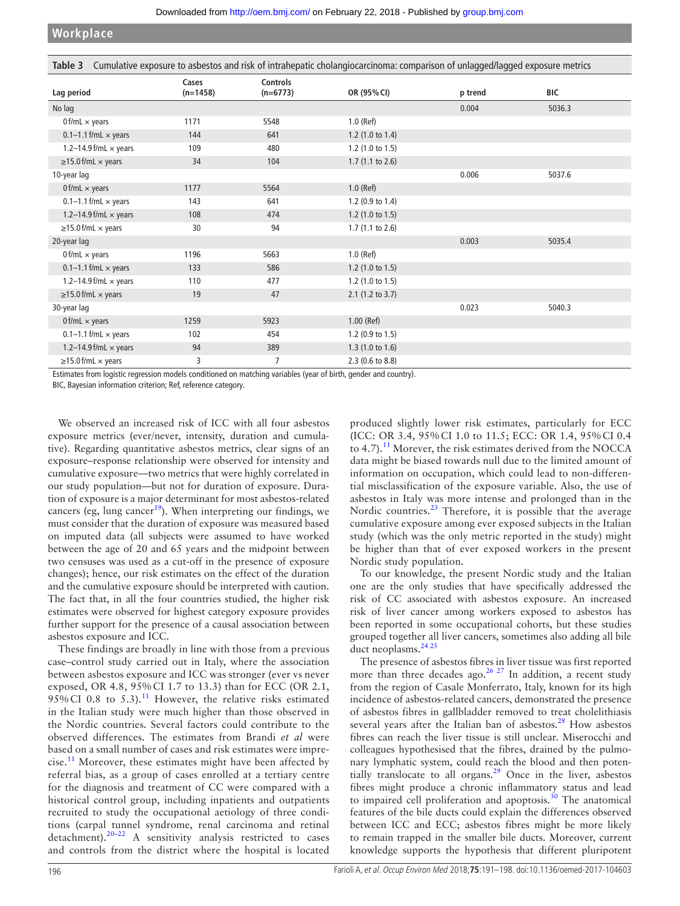**Table 3** Cumulative exposure to asbestos and risk of intrahepatic cholangiocarcinoma: comparison of unlagged/lagged exposure metrics

| Lag period | Cases (n=1458) | Controls (n=6773) | OR (95% CI) | p trend | BIC |
|---|---|---|---|---|---|
| No lag | | | | 0.004 | 5036.3 |
| 0 f/mL × years | 1171 | 5548 | 1.0 (Ref) | | |
| 0.1–1.1 f/mL × years | 144 | 641 | 1.2 (1.0 to 1.4) | | |
| 1.2–14.9 f/mL × years | 109 | 480 | 1.2 (1.0 to 1.5) | | |
| ≥15.0 f/mL × years | 34 | 104 | 1.7 (1.1 to 2.6) | | |
| 10-year lag | | | | 0.006 | 5037.6 |
| 0 f/mL × years | 1177 | 5564 | 1.0 (Ref) | | |
| 0.1–1.1 f/mL × years | 143 | 641 | 1.2 (0.9 to 1.4) | | |
| 1.2–14.9 f/mL × years | 108 | 474 | 1.2 (1.0 to 1.5) | | |
| ≥15.0 f/mL × years | 30 | 94 | 1.7 (1.1 to 2.6) | | |
| 20-year lag | | | | 0.003 | 5035.4 |
| 0 f/mL × years | 1196 | 5663 | 1.0 (Ref) | | |
| 0.1–1.1 f/mL × years | 133 | 586 | 1.2 (1.0 to 1.5) | | |
| 1.2–14.9 f/mL × years | 110 | 477 | 1.2 (1.0 to 1.5) | | |
| ≥15.0 f/mL × years | 19 | 47 | 2.1 (1.2 to 3.7) | | |
| 30-year lag | | | | 0.023 | 5040.3 |
| 0 f/mL × years | 1259 | 5923 | 1.00 (Ref) | | |
| 0.1–1.1 f/mL × years | 102 | 454 | 1.2 (0.9 to 1.5) | | |
| 1.2–14.9 f/mL × years | 94 | 389 | 1.3 (1.0 to 1.6) | | |
| ≥15.0 f/mL × years | 3 | 7 | 2.3 (0.6 to 8.8) | | |

Estimates from logistic regression models conditioned on matching variables (year of birth, gender and country).

BIC, Bayesian information criterion; Ref, reference category.

We observed an increased risk of ICC with all four asbestos exposure metrics (ever/never, intensity, duration and cumulative). Regarding quantitative asbestos metrics, clear signs of an exposure–response relationship were observed for intensity and cumulative exposure—two metrics that were highly correlated in our study population—but not for duration of exposure. Duration of exposure is a major determinant for most asbestos-related cancers (eg, lung cancer[19]). When interpreting our findings, we must consider that the duration of exposure was measured based on imputed data (all subjects were assumed to have worked between the age of 20 and 65 years and the midpoint between two censuses was used as a cut-off in the presence of exposure changes); hence, our risk estimates on the effect of the duration and the cumulative exposure should be interpreted with caution. The fact that, in all the four countries studied, the higher risk estimates were observed for highest category exposure provides further support for the presence of a causal association between asbestos exposure and ICC.

These findings are broadly in line with those from a previous case–control study carried out in Italy, where the association between asbestos exposure and ICC was stronger (ever vs never exposed, OR 4.8, 95% CI 1.7 to 13.3) than for ECC (OR 2.1, 95% CI 0.8 to 5.3).[11] However, the relative risks estimated in the Italian study were much higher than those observed in the Nordic countries. Several factors could contribute to the observed differences. The estimates from Brandi *et al* were based on a small number of cases and risk estimates were imprecise.[11] Moreover, these estimates might have been affected by referral bias, as a group of cases enrolled at a tertiary centre for the diagnosis and treatment of CC were compared with a historical control group, including inpatients and outpatients recruited to study the occupational aetiology of three conditions (carpal tunnel syndrome, renal carcinoma and retinal detachment).[20–22] A sensitivity analysis restricted to cases and controls from the district where the hospital is located produced slightly lower risk estimates, particularly for ECC (ICC: OR 3.4, 95% CI 1.0 to 11.5; ECC: OR 1.4, 95% CI 0.4 to 4.7).[11] Morever, the risk estimates derived from the NOCCA data might be biased towards null due to the limited amount of information on occupation, which could lead to non-differential misclassification of the exposure variable. Also, the use of asbestos in Italy was more intense and prolonged than in the Nordic countries.[23] Therefore, it is possible that the average cumulative exposure among ever exposed subjects in the Italian study (which was the only metric reported in the study) might be higher than that of ever exposed workers in the present Nordic study population.

To our knowledge, the present Nordic study and the Italian one are the only studies that have specifically addressed the risk of CC associated with asbestos exposure. An increased risk of liver cancer among workers exposed to asbestos has been reported in some occupational cohorts, but these studies grouped together all liver cancers, sometimes also adding all bile duct neoplasms.[24 25]

The presence of asbestos fibres in liver tissue was first reported more than three decades ago.[26 27] In addition, a recent study from the region of Casale Monferrato, Italy, known for its high incidence of asbestos-related cancers, demonstrated the presence of asbestos fibres in gallbladder removed to treat cholelithiasis several years after the Italian ban of asbestos.[28] How asbestos fibres can reach the liver tissue is still unclear. Miserocchi and colleagues hypothesised that the fibres, drained by the pulmonary lymphatic system, could reach the blood and then potentially translocate to all organs.[29] Once in the liver, asbestos fibres might produce a chronic inflammatory status and lead to impaired cell proliferation and apoptosis.[30] The anatomical features of the bile ducts could explain the differences observed between ICC and ECC; asbestos fibres might be more likely to remain trapped in the smaller bile ducts. Moreover, current knowledge supports the hypothesis that different pluripotent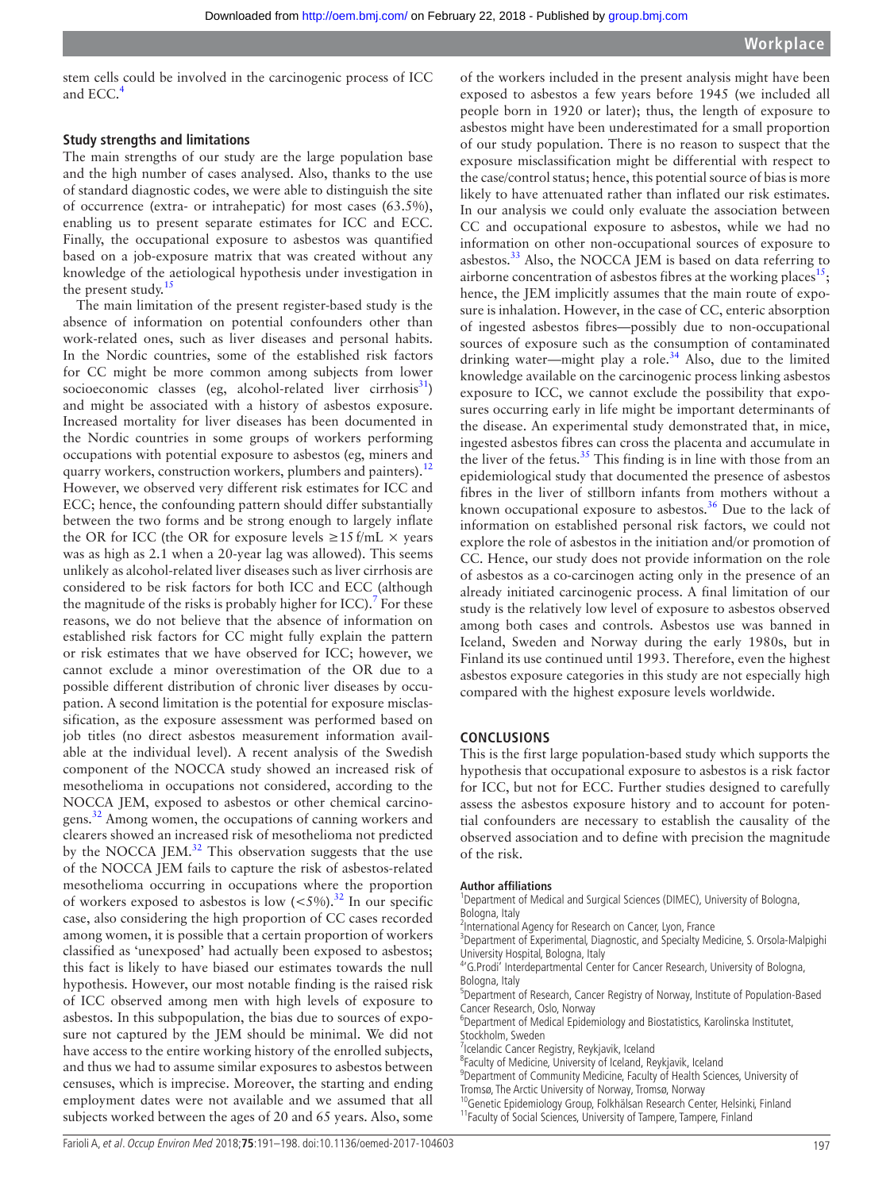stem cells could be involved in the carcinogenic process of ICC and ECC.[4]

### Study strengths and limitations

The main strengths of our study are the large population base and the high number of cases analysed. Also, thanks to the use of standard diagnostic codes, we were able to distinguish the site of occurrence (extra- or intrahepatic) for most cases (63.5%), enabling us to present separate estimates for ICC and ECC. Finally, the occupational exposure to asbestos was quantified based on a job-exposure matrix that was created without any knowledge of the aetiological hypothesis under investigation in the present study.[15]

The main limitation of the present register-based study is the absence of information on potential confounders other than work-related ones, such as liver diseases and personal habits. In the Nordic countries, some of the established risk factors for CC might be more common among subjects from lower socioeconomic classes (eg, alcohol-related liver cirrhosis[31]) and might be associated with a history of asbestos exposure. Increased mortality for liver diseases has been documented in the Nordic countries in some groups of workers performing occupations with potential exposure to asbestos (eg, miners and quarry workers, construction workers, plumbers and painters).[12] However, we observed very different risk estimates for ICC and ECC; hence, the confounding pattern should differ substantially between the two forms and be strong enough to largely inflate the OR for ICC (the OR for exposure levels ≥15 f/mL × years was as high as 2.1 when a 20-year lag was allowed). This seems unlikely as alcohol-related liver diseases such as liver cirrhosis are considered to be risk factors for both ICC and ECC (although the magnitude of the risks is probably higher for ICC).[7] For these reasons, we do not believe that the absence of information on established risk factors for CC might fully explain the pattern or risk estimates that we have observed for ICC; however, we cannot exclude a minor overestimation of the OR due to a possible different distribution of chronic liver diseases by occupation. A second limitation is the potential for exposure misclassification, as the exposure assessment was performed based on job titles (no direct asbestos measurement information available at the individual level). A recent analysis of the Swedish component of the NOCCA study showed an increased risk of mesothelioma in occupations not considered, according to the NOCCA JEM, exposed to asbestos or other chemical carcinogens.[32] Among women, the occupations of canning workers and clearers showed an increased risk of mesothelioma not predicted by the NOCCA JEM.[32] This observation suggests that the use of the NOCCA JEM fails to capture the risk of asbestos-related mesothelioma occurring in occupations where the proportion of workers exposed to asbestos is low (<5%).[32] In our specific case, also considering the high proportion of CC cases recorded among women, it is possible that a certain proportion of workers classified as 'unexposed' had actually been exposed to asbestos; this fact is likely to have biased our estimates towards the null hypothesis. However, our most notable finding is the raised risk of ICC observed among men with high levels of exposure to asbestos. In this subpopulation, the bias due to sources of exposure not captured by the JEM should be minimal. We did not have access to the entire working history of the enrolled subjects, and thus we had to assume similar exposures to asbestos between censuses, which is imprecise. Moreover, the starting and ending employment dates were not available and we assumed that all subjects worked between the ages of 20 and 65 years. Also, some of the workers included in the present analysis might have been exposed to asbestos a few years before 1945 (we included all people born in 1920 or later); thus, the length of exposure to asbestos might have been underestimated for a small proportion of our study population. There is no reason to suspect that the exposure misclassification might be differential with respect to the case/control status; hence, this potential source of bias is more likely to have attenuated rather than inflated our risk estimates. In our analysis we could only evaluate the association between CC and occupational exposure to asbestos, while we had no information on other non-occupational sources of exposure to asbestos.[33] Also, the NOCCA JEM is based on data referring to airborne concentration of asbestos fibres at the working places[15]; hence, the JEM implicitly assumes that the main route of exposure is inhalation. However, in the case of CC, enteric absorption of ingested asbestos fibres—possibly due to non-occupational sources of exposure such as the consumption of contaminated drinking water—might play a role.[34] Also, due to the limited knowledge available on the carcinogenic process linking asbestos exposure to ICC, we cannot exclude the possibility that exposures occurring early in life might be important determinants of the disease. An experimental study demonstrated that, in mice, ingested asbestos fibres can cross the placenta and accumulate in the liver of the fetus.[35] This finding is in line with those from an epidemiological study that documented the presence of asbestos fibres in the liver of stillborn infants from mothers without a known occupational exposure to asbestos.[36] Due to the lack of information on established personal risk factors, we could not explore the role of asbestos in the initiation and/or promotion of CC. Hence, our study does not provide information on the role of asbestos as a co-carcinogen acting only in the presence of an already initiated carcinogenic process. A final limitation of our study is the relatively low level of exposure to asbestos observed among both cases and controls. Asbestos use was banned in Iceland, Sweden and Norway during the early 1980s, but in Finland its use continued until 1993. Therefore, even the highest asbestos exposure categories in this study are not especially high compared with the highest exposure levels worldwide.

## CONCLUSIONS

This is the first large population-based study which supports the hypothesis that occupational exposure to asbestos is a risk factor for ICC, but not for ECC. Further studies designed to carefully assess the asbestos exposure history and to account for potential confounders are necessary to establish the causality of the observed association and to define with precision the magnitude of the risk.

**Author affiliations**

[1]Department of Medical and Surgical Sciences (DIMEC), University of Bologna, Bologna, Italy
[2]International Agency for Research on Cancer, Lyon, France
[3]Department of Experimental, Diagnostic, and Specialty Medicine, S. Orsola-Malpighi University Hospital, Bologna, Italy
[4]'G.Prodi' Interdepartmental Center for Cancer Research, University of Bologna, Bologna, Italy
[5]Department of Research, Cancer Registry of Norway, Institute of Population-Based Cancer Research, Oslo, Norway
[6]Department of Medical Epidemiology and Biostatistics, Karolinska Institutet, Stockholm, Sweden
[7]Icelandic Cancer Registry, Reykjavik, Iceland
[8]Faculty of Medicine, University of Iceland, Reykjavik, Iceland
[9]Department of Community Medicine, Faculty of Health Sciences, University of Tromsø, The Arctic University of Norway, Tromsø, Norway
[10]Genetic Epidemiology Group, Folkhälsan Research Center, Helsinki, Finland
[11]Faculty of Social Sciences, University of Tampere, Tampere, Finland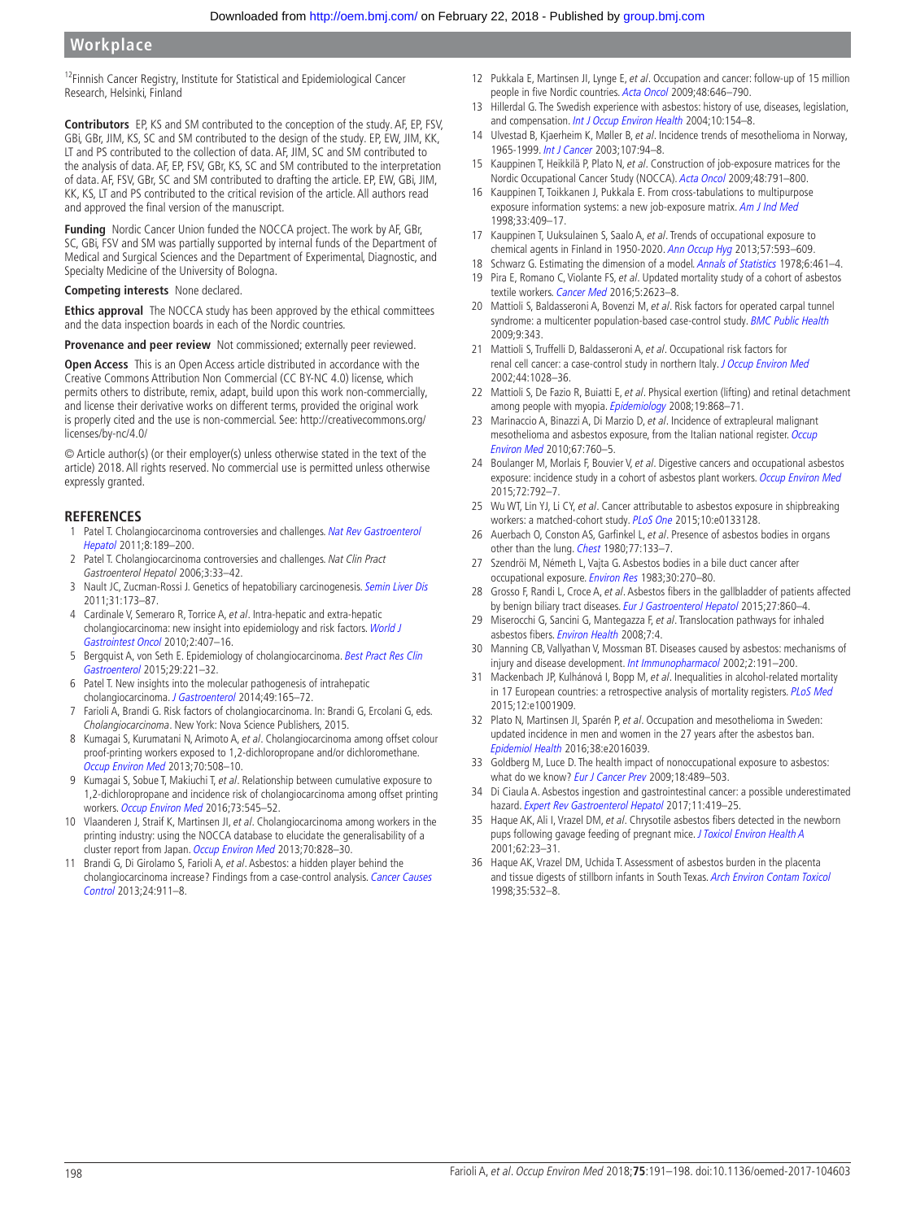[12]Finnish Cancer Registry, Institute for Statistical and Epidemiological Cancer Research, Helsinki, Finland

**Contributors** EP, KS and SM contributed to the conception of the study. AF, EP, FSV, GBi, GBr, JIM, KS, SC and SM contributed to the design of the study. EP, EW, JIM, KK, LT and PS contributed to the collection of data. AF, JIM, SC and SM contributed to the analysis of data. AF, EP, FSV, GBr, KS, SC and SM contributed to the interpretation of data. AF, FSV, GBr, SC and SM contributed to drafting the article. EP, EW, GBi, JIM, KK, KS, LT and PS contributed to the critical revision of the article. All authors read and approved the final version of the manuscript.

**Funding** Nordic Cancer Union funded the NOCCA project. The work by AF, GBr, SC, GBi, FSV and SM was partially supported by internal funds of the Department of Medical and Surgical Sciences and the Department of Experimental, Diagnostic, and Specialty Medicine of the University of Bologna.

**Competing interests** None declared.

**Ethics approval** The NOCCA study has been approved by the ethical committees and the data inspection boards in each of the Nordic countries.

**Provenance and peer review** Not commissioned; externally peer reviewed.

**Open Access** This is an Open Access article distributed in accordance with the Creative Commons Attribution Non Commercial (CC BY-NC 4.0) license, which permits others to distribute, remix, adapt, build upon this work non-commercially, and license their derivative works on different terms, provided the original work is properly cited and the use is non-commercial. See: http://creativecommons.org/licenses/by-nc/4.0/

© Article author(s) (or their employer(s) unless otherwise stated in the text of the article) 2018. All rights reserved. No commercial use is permitted unless otherwise expressly granted.

## REFERENCES

1. Patel T. Cholangiocarcinoma controversies and challenges. *Nat Rev Gastroenterol Hepatol* 2011;8:189–200.
2. Patel T. Cholangiocarcinoma controversies and challenges. *Nat Clin Pract Gastroenterol Hepatol* 2006;3:33–42.
3. Nault JC, Zucman-Rossi J. Genetics of hepatobiliary carcinogenesis. *Semin Liver Dis* 2011;31:173–87.
4. Cardinale V, Semeraro R, Torrice A, *et al*. Intra-hepatic and extra-hepatic cholangiocarcinoma: new insight into epidemiology and risk factors. *World J Gastrointest Oncol* 2010;2:407–16.
5. Bergquist A, von Seth E. Epidemiology of cholangiocarcinoma. *Best Pract Res Clin Gastroenterol* 2015;29:221–32.
6. Patel T. New insights into the molecular pathogenesis of intrahepatic cholangiocarcinoma. *J Gastroenterol* 2014;49:165–72.
7. Farioli A, Brandi G. Risk factors of cholangiocarcinoma. In: Brandi G, Ercolani G, eds. *Cholangiocarcinoma*. New York: Nova Science Publishers, 2015.
8. Kumagai S, Kurumatani N, Arimoto A, *et al*. Cholangiocarcinoma among offset colour proof-printing workers exposed to 1,2-dichloropropane and/or dichloromethane. *Occup Environ Med* 2013;70:508–10.
9. Kumagai S, Sobue T, Makiuchi T, *et al*. Relationship between cumulative exposure to 1,2-dichloropropane and incidence risk of cholangiocarcinoma among offset printing workers. *Occup Environ Med* 2016;73:545–52.
10. Vlaanderen J, Straif K, Martinsen JI, *et al*. Cholangiocarcinoma among workers in the printing industry: using the NOCCA database to elucidate the generalisability of a cluster report from Japan. *Occup Environ Med* 2013;70:828–30.
11. Brandi G, Di Girolamo S, Farioli A, *et al*. Asbestos: a hidden player behind the cholangiocarcinoma increase? Findings from a case-control analysis. *Cancer Causes Control* 2013;24:911–8.
12. Pukkala E, Martinsen JI, Lynge E, *et al*. Occupation and cancer: follow-up of 15 million people in five Nordic countries. *Acta Oncol* 2009;48:646–790.
13. Hillerdal G. The Swedish experience with asbestos: history of use, diseases, legislation, and compensation. *Int J Occup Environ Health* 2004;10:154–8.
14. Ulvestad B, Kjaerheim K, Møller B, *et al*. Incidence trends of mesothelioma in Norway, 1965-1999. *Int J Cancer* 2003;107:94–8.
15. Kauppinen T, Heikkilä P, Plato N, *et al*. Construction of job-exposure matrices for the Nordic Occupational Cancer Study (NOCCA). *Acta Oncol* 2009;48:791–800.
16. Kauppinen T, Toikkanen J, Pukkala E. From cross-tabulations to multipurpose exposure information systems: a new job-exposure matrix. *Am J Ind Med* 1998;33:409–17.
17. Kauppinen T, Uuksulainen S, Saalo A, *et al*. Trends of occupational exposure to chemical agents in Finland in 1950-2020. *Ann Occup Hyg* 2013;57:593–609.
18. Schwarz G. Estimating the dimension of a model. *Annals of Statistics* 1978;6:461–4.
19. Pira E, Romano C, Violante FS, *et al*. Updated mortality study of a cohort of asbestos textile workers. *Cancer Med* 2016;5:2623–8.
20. Mattioli S, Baldasseroni A, Bovenzi M, *et al*. Risk factors for operated carpal tunnel syndrome: a multicenter population-based case-control study. *BMC Public Health* 2009;9:343.
21. Mattioli S, Truffelli D, Baldasseroni A, *et al*. Occupational risk factors for renal cell cancer: a case-control study in northern Italy. *J Occup Environ Med* 2002;44:1028–36.
22. Mattioli S, De Fazio R, Buiatti E, *et al*. Physical exertion (lifting) and retinal detachment among people with myopia. *Epidemiology* 2008;19:868–71.
23. Marinaccio A, Binazzi A, Di Marzio D, *et al*. Incidence of extrapleural malignant mesothelioma and asbestos exposure, from the Italian national register. *Occup Environ Med* 2010;67:760–5.
24. Boulanger M, Morlais F, Bouvier V, *et al*. Digestive cancers and occupational asbestos exposure: incidence study in a cohort of asbestos plant workers. *Occup Environ Med* 2015;72:792–7.
25. Wu WT, Lin YJ, Li CY, *et al*. Cancer attributable to asbestos exposure in shipbreaking workers: a matched-cohort study. *PLoS One* 2015;10:e0133128.
26. Auerbach O, Conston AS, Garfinkel L, *et al*. Presence of asbestos bodies in organs other than the lung. *Chest* 1980;77:133–7.
27. Szendröi M, Németh L, Vajta G. Asbestos bodies in a bile duct cancer after occupational exposure. *Environ Res* 1983;30:270–80.
28. Grosso F, Randi L, Croce A, *et al*. Asbestos fibers in the gallbladder of patients affected by benign biliary tract diseases. *Eur J Gastroenterol Hepatol* 2015;27:860–4.
29. Miserocchi G, Sancini G, Mantegazza F, *et al*. Translocation pathways for inhaled asbestos fibers. *Environ Health* 2008;7:4.
30. Manning CB, Vallyathan V, Mossman BT. Diseases caused by asbestos: mechanisms of injury and disease development. *Int Immunopharmacol* 2002;2:191–200.
31. Mackenbach JP, Kulhánová I, Bopp M, *et al*. Inequalities in alcohol-related mortality in 17 European countries: a retrospective analysis of mortality registers. *PLoS Med* 2015;12:e1001909.
32. Plato N, Martinsen JI, Sparén P, *et al*. Occupation and mesothelioma in Sweden: updated incidence in men and women in the 27 years after the asbestos ban. *Epidemiol Health* 2016;38:e2016039.
33. Goldberg M, Luce D. The health impact of nonoccupational exposure to asbestos: what do we know? *Eur J Cancer Prev* 2009;18:489–503.
34. Di Ciaula A. Asbestos ingestion and gastrointestinal cancer: a possible underestimated hazard. *Expert Rev Gastroenterol Hepatol* 2017;11:419–25.
35. Haque AK, Ali I, Vrazel DM, *et al*. Chrysotile asbestos fibers detected in the newborn pups following gavage feeding of pregnant mice. *J Toxicol Environ Health A* 2001;62:23–31.
36. Haque AK, Vrazel DM, Uchida T. Assessment of asbestos burden in the placenta and tissue digests of stillborn infants in South Texas. *Arch Environ Contam Toxicol* 1998;35:532–8.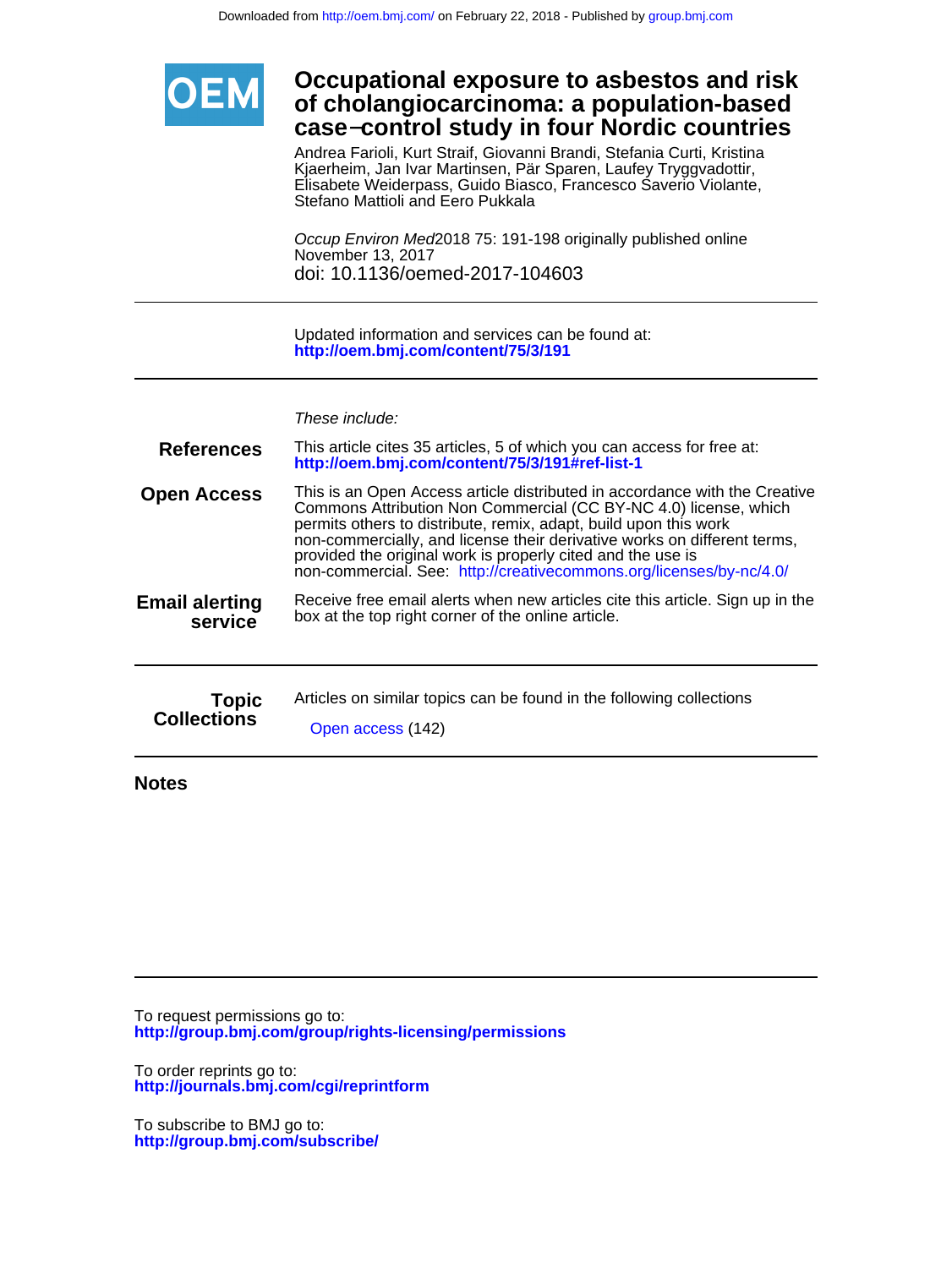Downloaded from http://oem.bmj.com/ on February 22, 2018 - Published by group.bmj.com

OEM

# Occupational exposure to asbestos and risk of cholangiocarcinoma: a population-based case–control study in four Nordic countries

Andrea Farioli, Kurt Straif, Giovanni Brandi, Stefania Curti, Kristina Kjaerheim, Jan Ivar Martinsen, Pär Sparen, Laufey Tryggvadottir, Elisabete Weiderpass, Guido Biasco, Francesco Saverio Violante, Stefano Mattioli and Eero Pukkala

*Occup Environ Med* 2018 75: 191-198 originally published online November 13, 2017
doi: 10.1136/oemed-2017-104603

Updated information and services can be found at:
**http://oem.bmj.com/content/75/3/191**

*These include:*

**References**
This article cites 35 articles, 5 of which you can access for free at:
**http://oem.bmj.com/content/75/3/191#ref-list-1**

**Open Access**
This is an Open Access article distributed in accordance with the Creative Commons Attribution Non Commercial (CC BY-NC 4.0) license, which permits others to distribute, remix, adapt, build upon this work non-commercially, and license their derivative works on different terms, provided the original work is properly cited and the use is non-commercial. See: http://creativecommons.org/licenses/by-nc/4.0/

**Email alerting service**
Receive free email alerts when new articles cite this article. Sign up in the box at the top right corner of the online article.

**Topic Collections**
Articles on similar topics can be found in the following collections

Open access (142)

## Notes

To request permissions go to:
**http://group.bmj.com/group/rights-licensing/permissions**

To order reprints go to:
**http://journals.bmj.com/cgi/reprintform**

To subscribe to BMJ go to:
**http://group.bmj.com/subscribe/**